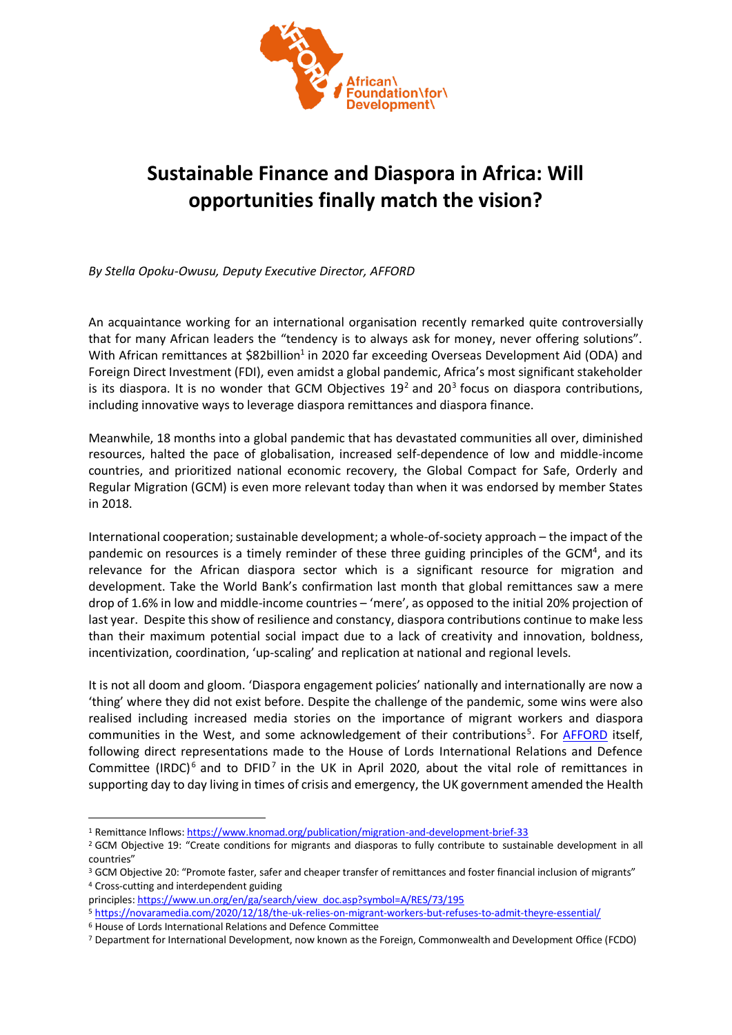# Sustainable Finance and Diaspora in Africa: Will opportunities finally match the vision?

*By Stella Opoku-Owusu, Deputy Executive Director, AFFORD*

An acquaintance working for an international organisation recently remarked quite controversially that for many African leaders the "tendency is to always ask for money, never offering solutions". With African remittances at $82billion[1] in 2020 far exceeding Overseas Development Aid (ODA) and Foreign Direct Investment (FDI), even amidst a global pandemic, Africa's most significant stakeholder is its diaspora. It is no wonder that GCM Objectives 19[2] and 20[3] focus on diaspora contributions, including innovative ways to leverage diaspora remittances and diaspora finance.

Meanwhile, 18 months into a global pandemic that has devastated communities all over, diminished resources, halted the pace of globalisation, increased self-dependence of low and middle-income countries, and prioritized national economic recovery, the Global Compact for Safe, Orderly and Regular Migration (GCM) is even more relevant today than when it was endorsed by member States in 2018.

International cooperation; sustainable development; a whole-of-society approach – the impact of the pandemic on resources is a timely reminder of these three guiding principles of the GCM[4], and its relevance for the African diaspora sector which is a significant resource for migration and development. Take the World Bank's confirmation last month that global remittances saw a mere drop of 1.6% in low and middle-income countries – 'mere', as opposed to the initial 20% projection of last year. Despite this show of resilience and constancy, diaspora contributions continue to make less than their maximum potential social impact due to a lack of creativity and innovation, boldness, incentivization, coordination, 'up-scaling' and replication at national and regional levels.

It is not all doom and gloom. 'Diaspora engagement policies' nationally and internationally are now a 'thing' where they did not exist before. Despite the challenge of the pandemic, some wins were also realised including increased media stories on the importance of migrant workers and diaspora communities in the West, and some acknowledgement of their contributions[5]. For AFFORD itself, following direct representations made to the House of Lords International Relations and Defence Committee (IRDC)[6] and to DFID[7] in the UK in April 2020, about the vital role of remittances in supporting day to day living in times of crisis and emergency, the UK government amended the Health

---

[1] Remittance Inflows: https://www.knomad.org/publication/migration-and-development-brief-33

[2] GCM Objective 19: "Create conditions for migrants and diasporas to fully contribute to sustainable development in all countries"

[3] GCM Objective 20: "Promote faster, safer and cheaper transfer of remittances and foster financial inclusion of migrants"

[4] Cross-cutting and interdependent guiding principles: https://www.un.org/en/ga/search/view_doc.asp?symbol=A/RES/73/195

[5] https://novaramedia.com/2020/12/18/the-uk-relies-on-migrant-workers-but-refuses-to-admit-theyre-essential/

[6] House of Lords International Relations and Defence Committee

[7] Department for International Development, now known as the Foreign, Commonwealth and Development Office (FCDO)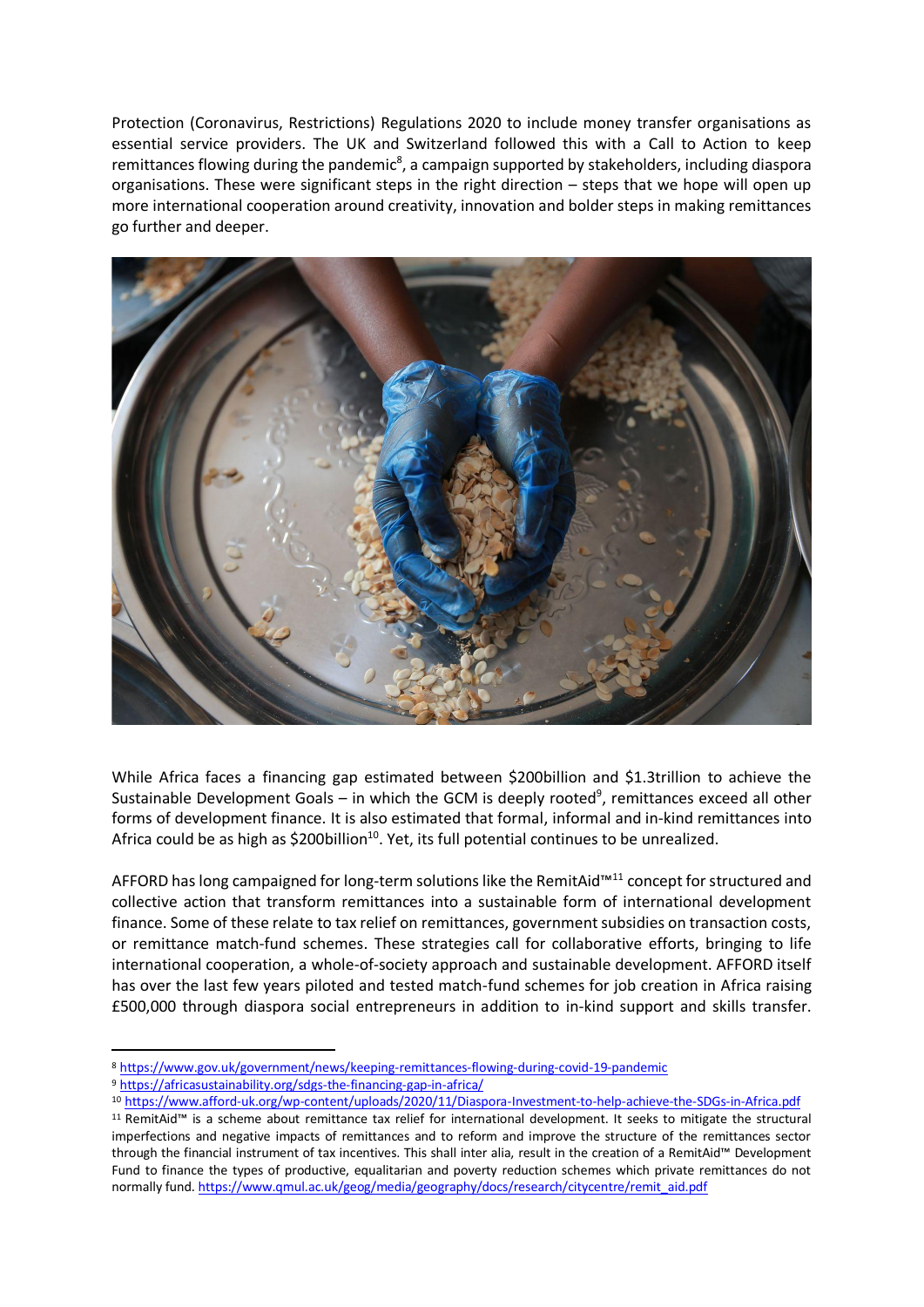Protection (Coronavirus, Restrictions) Regulations 2020 to include money transfer organisations as essential service providers. The UK and Switzerland followed this with a Call to Action to keep remittances flowing during the pandemic[8], a campaign supported by stakeholders, including diaspora organisations. These were significant steps in the right direction – steps that we hope will open up more international cooperation around creativity, innovation and bolder steps in making remittances go further and deeper.

While Africa faces a financing gap estimated between $200billion and $1.3trillion to achieve the Sustainable Development Goals – in which the GCM is deeply rooted[9], remittances exceed all other forms of development finance. It is also estimated that formal, informal and in-kind remittances into Africa could be as high as $200billion[10]. Yet, its full potential continues to be unrealized.

AFFORD has long campaigned for long-term solutions like the RemitAid™[11] concept for structured and collective action that transform remittances into a sustainable form of international development finance. Some of these relate to tax relief on remittances, government subsidies on transaction costs, or remittance match-fund schemes. These strategies call for collaborative efforts, bringing to life international cooperation, a whole-of-society approach and sustainable development. AFFORD itself has over the last few years piloted and tested match-fund schemes for job creation in Africa raising £500,000 through diaspora social entrepreneurs in addition to in-kind support and skills transfer.

---

[8] https://www.gov.uk/government/news/keeping-remittances-flowing-during-covid-19-pandemic

[9] https://africasustainability.org/sdgs-the-financing-gap-in-africa/

[10] https://www.afford-uk.org/wp-content/uploads/2020/11/Diaspora-Investment-to-help-achieve-the-SDGs-in-Africa.pdf

[11] RemitAid™ is a scheme about remittance tax relief for international development. It seeks to mitigate the structural imperfections and negative impacts of remittances and to reform and improve the structure of the remittances sector through the financial instrument of tax incentives. This shall inter alia, result in the creation of a RemitAid™ Development Fund to finance the types of productive, equalitarian and poverty reduction schemes which private remittances do not normally fund. https://www.qmul.ac.uk/geog/media/geography/docs/research/citycentre/remit_aid.pdf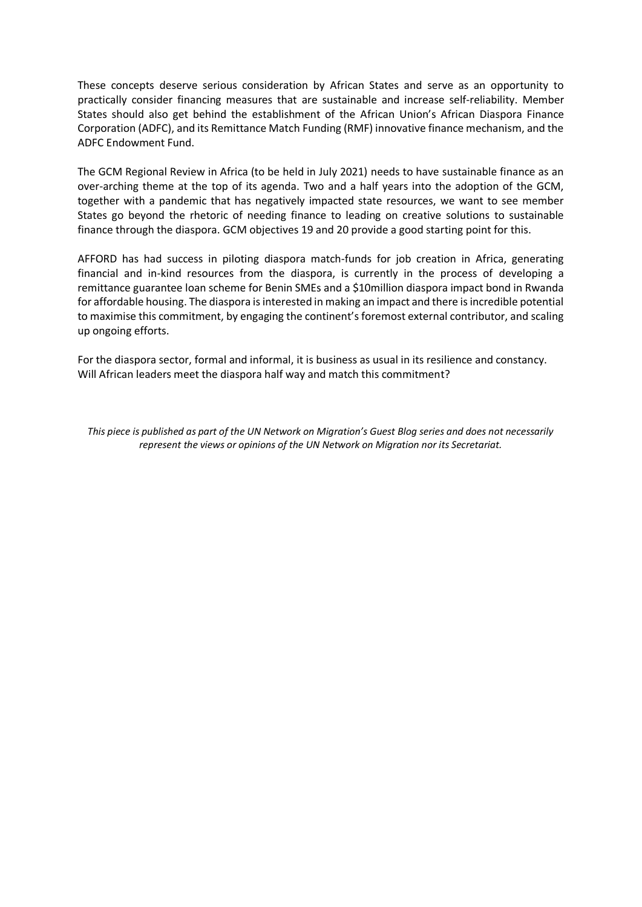These concepts deserve serious consideration by African States and serve as an opportunity to practically consider financing measures that are sustainable and increase self-reliability. Member States should also get behind the establishment of the African Union's African Diaspora Finance Corporation (ADFC), and its Remittance Match Funding (RMF) innovative finance mechanism, and the ADFC Endowment Fund.

The GCM Regional Review in Africa (to be held in July 2021) needs to have sustainable finance as an over-arching theme at the top of its agenda. Two and a half years into the adoption of the GCM, together with a pandemic that has negatively impacted state resources, we want to see member States go beyond the rhetoric of needing finance to leading on creative solutions to sustainable finance through the diaspora. GCM objectives 19 and 20 provide a good starting point for this.

AFFORD has had success in piloting diaspora match-funds for job creation in Africa, generating financial and in-kind resources from the diaspora, is currently in the process of developing a remittance guarantee loan scheme for Benin SMEs and a $10million diaspora impact bond in Rwanda for affordable housing. The diaspora is interested in making an impact and there is incredible potential to maximise this commitment, by engaging the continent's foremost external contributor, and scaling up ongoing efforts.

For the diaspora sector, formal and informal, it is business as usual in its resilience and constancy. Will African leaders meet the diaspora half way and match this commitment?

*This piece is published as part of the UN Network on Migration's Guest Blog series and does not necessarily represent the views or opinions of the UN Network on Migration nor its Secretariat.*